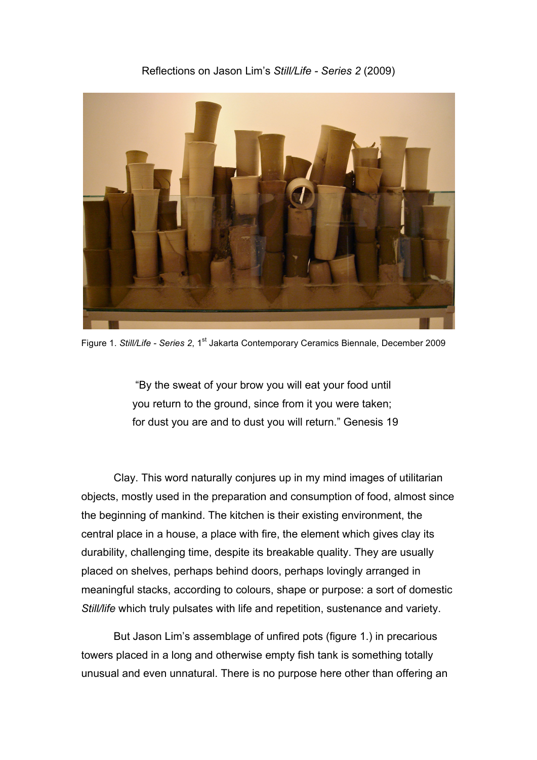Reflections on Jason Lim's *Still/Life - Series 2* (2009)

Figure 1. *Still/Life - Series 2*, 1st Jakarta Contemporary Ceramics Biennale, December 2009

> "By the sweat of your brow you will eat your food until you return to the ground, since from it you were taken; for dust you are and to dust you will return." Genesis 19

Clay. This word naturally conjures up in my mind images of utilitarian objects, mostly used in the preparation and consumption of food, almost since the beginning of mankind. The kitchen is their existing environment, the central place in a house, a place with fire, the element which gives clay its durability, challenging time, despite its breakable quality. They are usually placed on shelves, perhaps behind doors, perhaps lovingly arranged in meaningful stacks, according to colours, shape or purpose: a sort of domestic *Still/life* which truly pulsates with life and repetition, sustenance and variety.

But Jason Lim's assemblage of unfired pots (figure 1.) in precarious towers placed in a long and otherwise empty fish tank is something totally unusual and even unnatural. There is no purpose here other than offering an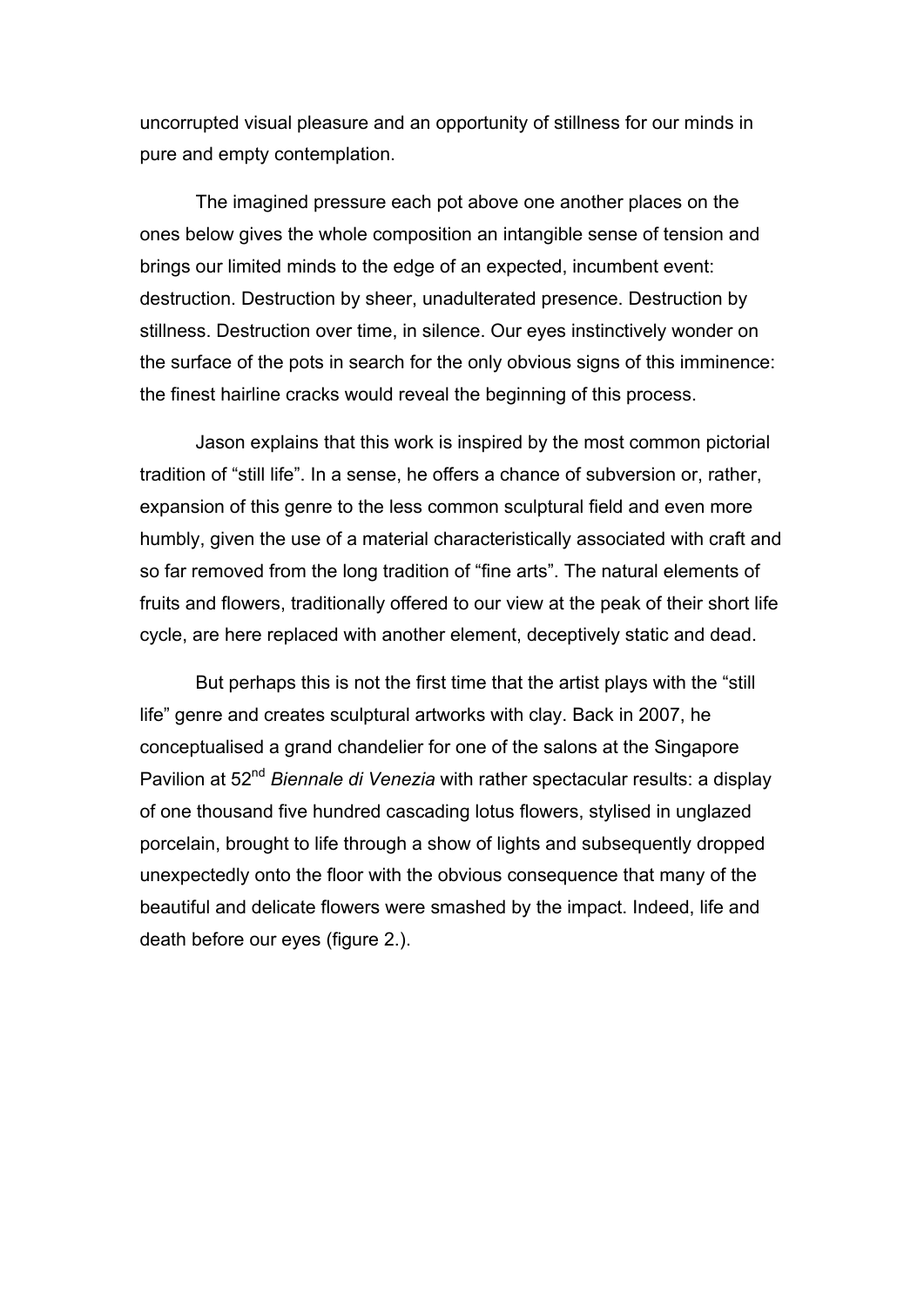uncorrupted visual pleasure and an opportunity of stillness for our minds in pure and empty contemplation.

The imagined pressure each pot above one another places on the ones below gives the whole composition an intangible sense of tension and brings our limited minds to the edge of an expected, incumbent event: destruction. Destruction by sheer, unadulterated presence. Destruction by stillness. Destruction over time, in silence. Our eyes instinctively wonder on the surface of the pots in search for the only obvious signs of this imminence: the finest hairline cracks would reveal the beginning of this process.

Jason explains that this work is inspired by the most common pictorial tradition of "still life". In a sense, he offers a chance of subversion or, rather, expansion of this genre to the less common sculptural field and even more humbly, given the use of a material characteristically associated with craft and so far removed from the long tradition of "fine arts". The natural elements of fruits and flowers, traditionally offered to our view at the peak of their short life cycle, are here replaced with another element, deceptively static and dead.

But perhaps this is not the first time that the artist plays with the "still life" genre and creates sculptural artworks with clay. Back in 2007, he conceptualised a grand chandelier for one of the salons at the Singapore Pavilion at 52nd *Biennale di Venezia* with rather spectacular results: a display of one thousand five hundred cascading lotus flowers, stylised in unglazed porcelain, brought to life through a show of lights and subsequently dropped unexpectedly onto the floor with the obvious consequence that many of the beautiful and delicate flowers were smashed by the impact. Indeed, life and death before our eyes (figure 2.).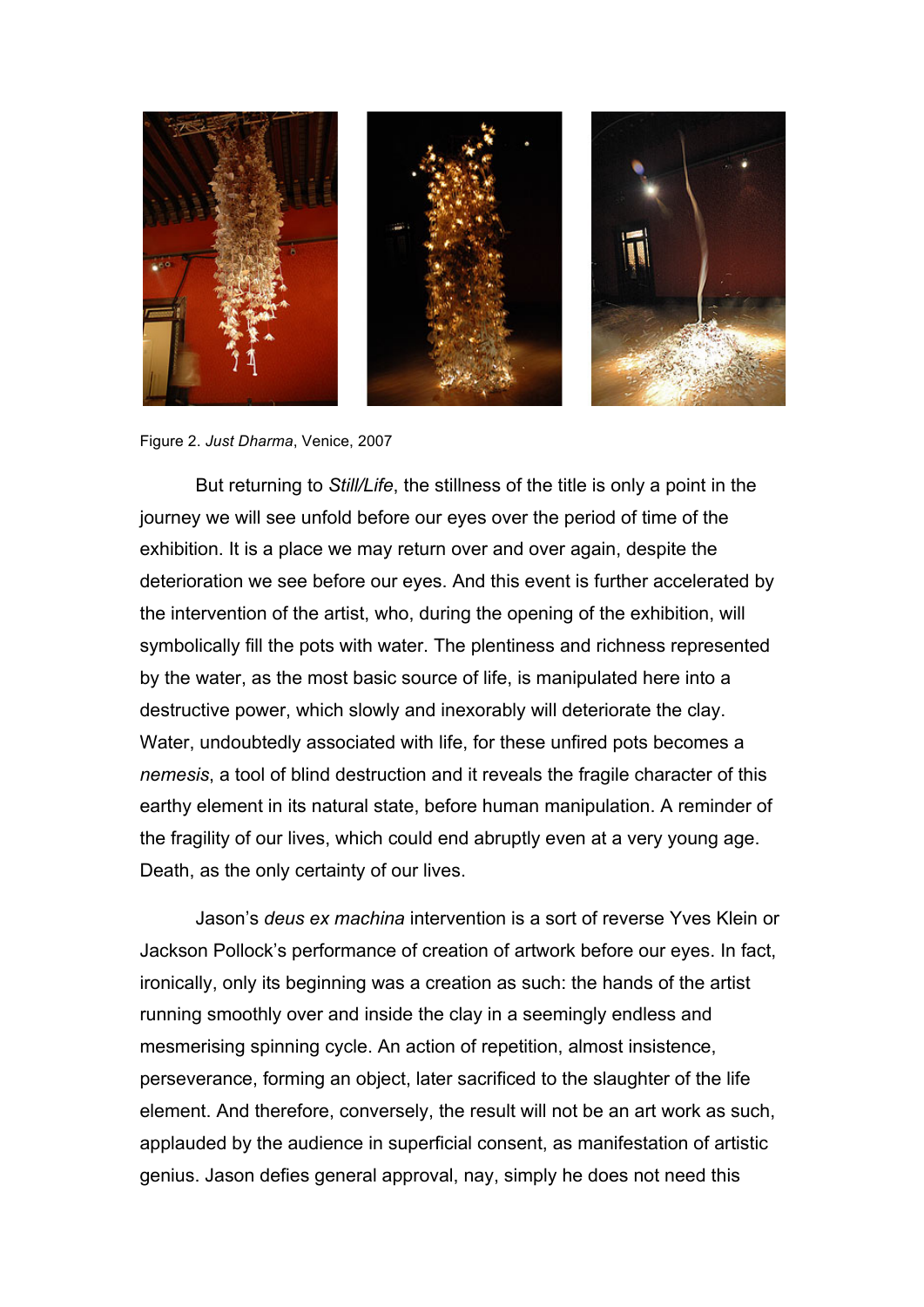Figure 2. *Just Dharma*, Venice, 2007

But returning to *Still/Life*, the stillness of the title is only a point in the journey we will see unfold before our eyes over the period of time of the exhibition. It is a place we may return over and over again, despite the deterioration we see before our eyes. And this event is further accelerated by the intervention of the artist, who, during the opening of the exhibition, will symbolically fill the pots with water. The plentiness and richness represented by the water, as the most basic source of life, is manipulated here into a destructive power, which slowly and inexorably will deteriorate the clay. Water, undoubtedly associated with life, for these unfired pots becomes a *nemesis*, a tool of blind destruction and it reveals the fragile character of this earthy element in its natural state, before human manipulation. A reminder of the fragility of our lives, which could end abruptly even at a very young age. Death, as the only certainty of our lives.

Jason's *deus ex machina* intervention is a sort of reverse Yves Klein or Jackson Pollock's performance of creation of artwork before our eyes. In fact, ironically, only its beginning was a creation as such: the hands of the artist running smoothly over and inside the clay in a seemingly endless and mesmerising spinning cycle. An action of repetition, almost insistence, perseverance, forming an object, later sacrificed to the slaughter of the life element. And therefore, conversely, the result will not be an art work as such, applauded by the audience in superficial consent, as manifestation of artistic genius. Jason defies general approval, nay, simply he does not need this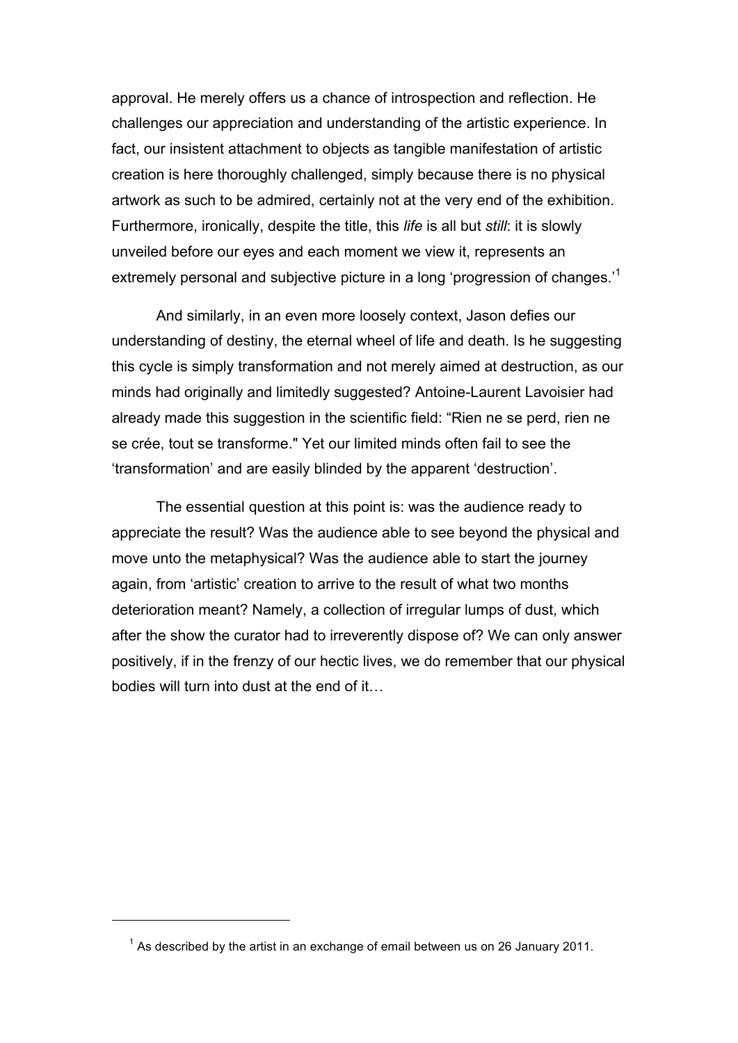approval. He merely offers us a chance of introspection and reflection. He challenges our appreciation and understanding of the artistic experience. In fact, our insistent attachment to objects as tangible manifestation of artistic creation is here thoroughly challenged, simply because there is no physical artwork as such to be admired, certainly not at the very end of the exhibition. Furthermore, ironically, despite the title, this *life* is all but *still*: it is slowly unveiled before our eyes and each moment we view it, represents an extremely personal and subjective picture in a long 'progression of changes.'[1]

And similarly, in an even more loosely context, Jason defies our understanding of destiny, the eternal wheel of life and death. Is he suggesting this cycle is simply transformation and not merely aimed at destruction, as our minds had originally and limitedly suggested? Antoine-Laurent Lavoisier had already made this suggestion in the scientific field: "Rien ne se perd, rien ne se crée, tout se transforme." Yet our limited minds often fail to see the 'transformation' and are easily blinded by the apparent 'destruction'.

The essential question at this point is: was the audience ready to appreciate the result? Was the audience able to see beyond the physical and move unto the metaphysical? Was the audience able to start the journey again, from 'artistic' creation to arrive to the result of what two months deterioration meant? Namely, a collection of irregular lumps of dust, which after the show the curator had to irreverently dispose of? We can only answer positively, if in the frenzy of our hectic lives, we do remember that our physical bodies will turn into dust at the end of it…

---

[1] As described by the artist in an exchange of email between us on 26 January 2011.